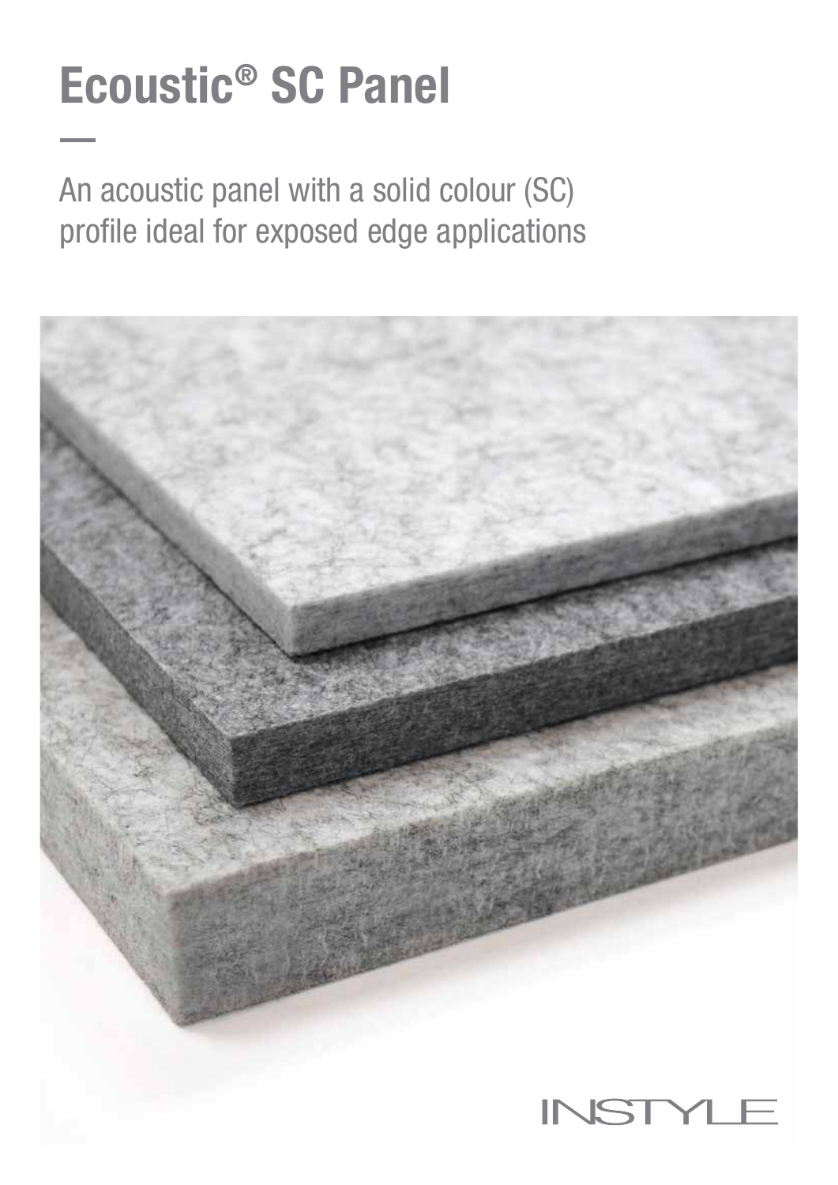# Ecoustic® SC Panel

An acoustic panel with a solid colour (SC) profile ideal for exposed edge applications

INSTYLE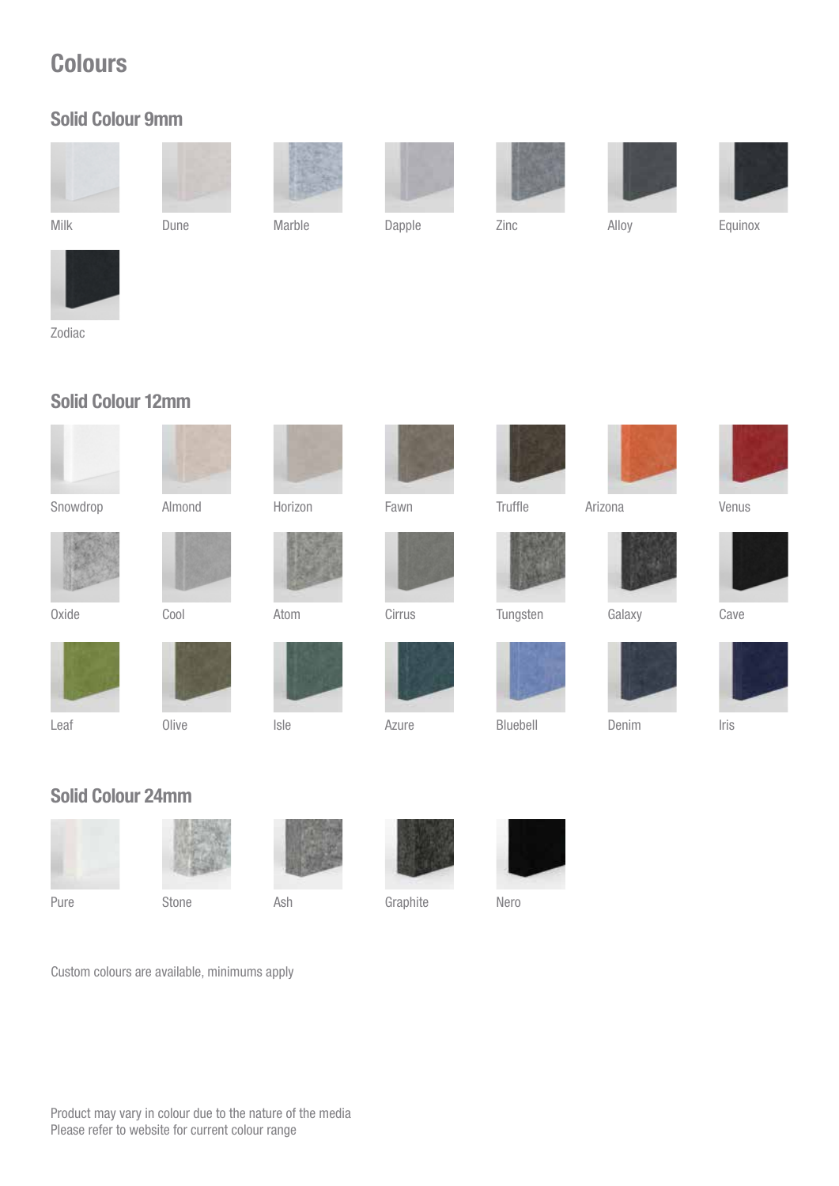# Colours

## Solid Colour 9mm

Milk

Dune

Marble

Dapple

Zinc

Alloy

Equinox

Zodiac

## Solid Colour 12mm

Snowdrop

Almond

Horizon

Fawn

Truffle

Arizona

Venus

Oxide

Cool

Atom

Cirrus

Tungsten

Galaxy

Cave

Leaf

Olive

Isle

Azure

Bluebell

Denim

Iris

## Solid Colour 24mm

Pure

Stone

Ash

Graphite

Nero

Custom colours are available, minimums apply

Product may vary in colour due to the nature of the media
Please refer to website for current colour range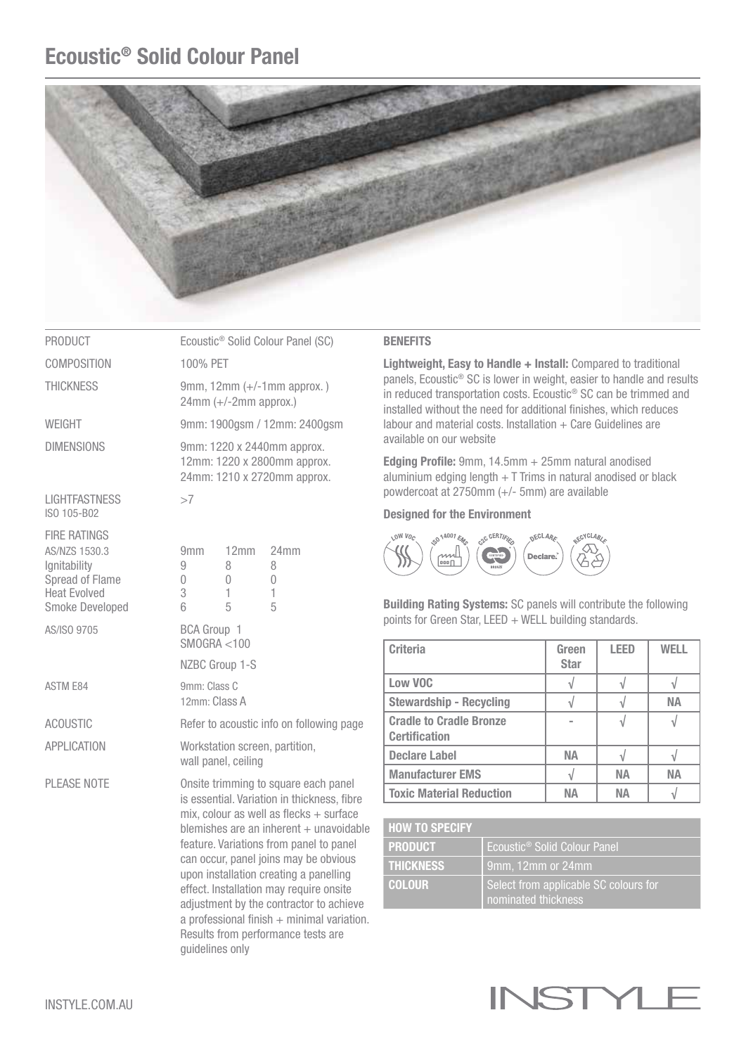# Ecoustic® Solid Colour Panel

| | |
|---|---|
| PRODUCT | Ecoustic® Solid Colour Panel (SC) |
| COMPOSITION | 100% PET |
| THICKNESS | 9mm, 12mm (+/-1mm approx. ) 24mm (+/-2mm approx.) |
| WEIGHT | 9mm: 1900gsm / 12mm: 2400gsm |
| DIMENSIONS | 9mm: 1220 x 2440mm approx. 12mm: 1220 x 2800mm approx. 24mm: 1210 x 2720mm approx. |
| LIGHTFASTNESS ISO 105-B02 | >7 |

FIRE RATINGS

| AS/NZS 1530.3 | 9mm | 12mm | 24mm |
|---|---|---|---|
| Ignitability | 9 | 8 | 8 |
| Spread of Flame | 0 | 0 | 0 |
| Heat Evolved | 3 | 1 | 1 |
| Smoke Developed | 6 | 5 | 5 |

| | |
|---|---|
| AS/ISO 9705 | BCA Group 1<br>SMOGRA <100<br>NZBC Group 1-S |
| ASTM E84 | 9mm: Class C<br>12mm: Class A |
| ACOUSTIC | Refer to acoustic info on following page |
| APPLICATION | Workstation screen, partition, wall panel, ceiling |
| PLEASE NOTE | Onsite trimming to square each panel is essential. Variation in thickness, fibre mix, colour as well as flecks + surface blemishes are an inherent + unavoidable feature. Variations from panel to panel can occur, panel joins may be obvious upon installation creating a panelling effect. Installation may require onsite adjustment by the contractor to achieve a professional finish + minimal variation. Results from performance tests are guidelines only |

**BENEFITS**

**Lightweight, Easy to Handle + Install:** Compared to traditional panels, Ecoustic® SC is lower in weight, easier to handle and results in reduced transportation costs. Ecoustic® SC can be trimmed and installed without the need for additional finishes, which reduces labour and material costs. Installation + Care Guidelines are available on our website

**Edging Profile:** 9mm, 14.5mm + 25mm natural anodised aluminium edging length + T Trims in natural anodised or black powdercoat at 2750mm (+/- 5mm) are available

**Designed for the Environment**

LOW VOC · ISO 14001 EMS · C2C CERTIFIED · DECLARE · RECYCLABLE

**Building Rating Systems:** SC panels will contribute the following points for Green Star, LEED + WELL building standards.

| Criteria | Green Star | LEED | WELL |
|---|---|---|---|
| Low VOC | √ | √ | √ |
| Stewardship - Recycling | √ | √ | NA |
| Cradle to Cradle Bronze Certification | - | √ | √ |
| Declare Label | NA | √ | √ |
| Manufacturer EMS | √ | NA | NA |
| Toxic Material Reduction | NA | NA | √ |

| HOW TO SPECIFY | |
|---|---|
| PRODUCT | Ecoustic® Solid Colour Panel |
| THICKNESS | 9mm, 12mm or 24mm |
| COLOUR | Select from applicable SC colours for nominated thickness |

INSTYLE.COM.AU

INSTYLE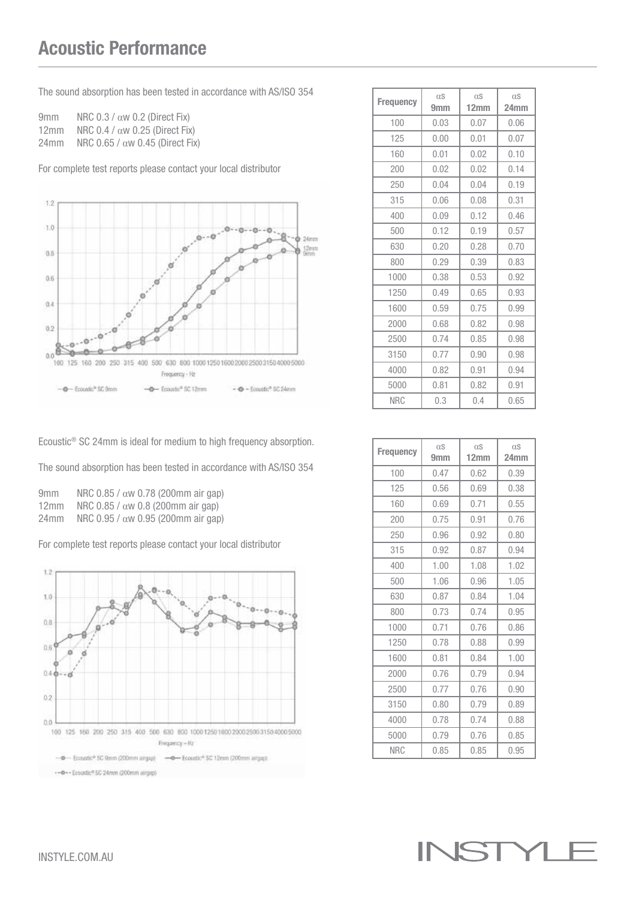## Acoustic Performance

The sound absorption has been tested in accordance with AS/ISO 354

9mm NRC 0.3 / αw 0.2 (Direct Fix)
12mm NRC 0.4 / αw 0.25 (Direct Fix)
24mm NRC 0.65 / αw 0.45 (Direct Fix)

For complete test reports please contact your local distributor

1.2
1.0
0.8
0.6
0.4
0.2
0.0
100 125 160 200 250 315 400 500 630 800 1000 1250 1600 2000 2500 3150 4000 5000
Frequency - Hz
24mm
12mm
9mm
Ecoustic® SC 9mm
Ecoustic® SC 12mm
Ecoustic® SC 24mm

| Frequency | αS 9mm | αS 12mm | αS 24mm |
|---|---|---|---|
| 100 | 0.03 | 0.07 | 0.06 |
| 125 | 0.00 | 0.01 | 0.07 |
| 160 | 0.01 | 0.02 | 0.10 |
| 200 | 0.02 | 0.02 | 0.14 |
| 250 | 0.04 | 0.04 | 0.19 |
| 315 | 0.06 | 0.08 | 0.31 |
| 400 | 0.09 | 0.12 | 0.46 |
| 500 | 0.12 | 0.19 | 0.57 |
| 630 | 0.20 | 0.28 | 0.70 |
| 800 | 0.29 | 0.39 | 0.83 |
| 1000 | 0.38 | 0.53 | 0.92 |
| 1250 | 0.49 | 0.65 | 0.93 |
| 1600 | 0.59 | 0.75 | 0.99 |
| 2000 | 0.68 | 0.82 | 0.98 |
| 2500 | 0.74 | 0.85 | 0.98 |
| 3150 | 0.77 | 0.90 | 0.98 |
| 4000 | 0.82 | 0.91 | 0.94 |
| 5000 | 0.81 | 0.82 | 0.91 |
| NRC | 0.3 | 0.4 | 0.65 |

Ecoustic® SC 24mm is ideal for medium to high frequency absorption.

The sound absorption has been tested in accordance with AS/ISO 354

9mm NRC 0.85 / αw 0.78 (200mm air gap)
12mm NRC 0.85 / αw 0.8 (200mm air gap)
24mm NRC 0.95 / αw 0.95 (200mm air gap)

For complete test reports please contact your local distributor

1.2
1.0
0.8
0.6
0.4
0.2
0.0
100 125 160 200 250 315 400 500 630 800 1000 1250 1600 2000 2500 3150 4000 5000
Frequency – Hz
Ecoustic® SC 9mm (200mm airgap)
Ecoustic® SC 12mm (200mm airgap)
Ecoustic® SC 24mm (200mm airgap)

| Frequency | αS 9mm | αS 12mm | αS 24mm |
|---|---|---|---|
| 100 | 0.47 | 0.62 | 0.39 |
| 125 | 0.56 | 0.69 | 0.38 |
| 160 | 0.69 | 0.71 | 0.55 |
| 200 | 0.75 | 0.91 | 0.76 |
| 250 | 0.96 | 0.92 | 0.80 |
| 315 | 0.92 | 0.87 | 0.94 |
| 400 | 1.00 | 1.08 | 1.02 |
| 500 | 1.06 | 0.96 | 1.05 |
| 630 | 0.87 | 0.84 | 1.04 |
| 800 | 0.73 | 0.74 | 0.95 |
| 1000 | 0.71 | 0.76 | 0.86 |
| 1250 | 0.78 | 0.88 | 0.99 |
| 1600 | 0.81 | 0.84 | 1.00 |
| 2000 | 0.76 | 0.79 | 0.94 |
| 2500 | 0.77 | 0.76 | 0.90 |
| 3150 | 0.80 | 0.79 | 0.89 |
| 4000 | 0.78 | 0.74 | 0.88 |
| 5000 | 0.79 | 0.76 | 0.85 |
| NRC | 0.85 | 0.85 | 0.95 |

INSTYLE.COM.AU

INSTYLE